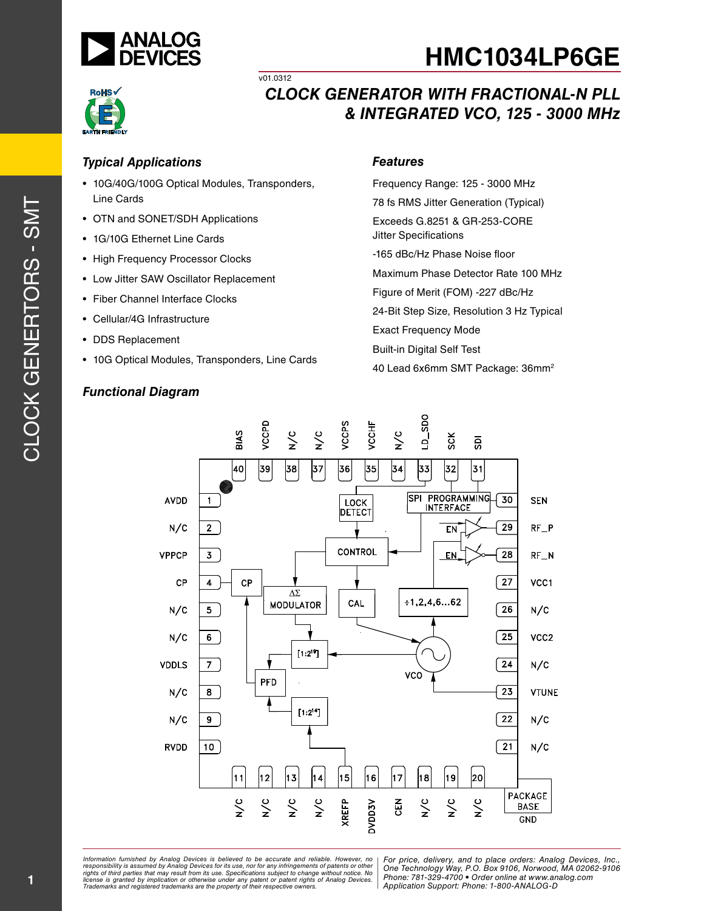# HMC1034LP6GE

v01.0312

## CLOCK GENERATOR WITH FRACTIONAL-N PLL & INTEGRATED VCO, 125 - 3000 MHz

### Typical Applications

- 10G/40G/100G Optical Modules, Transponders, Line Cards
- OTN and SONET/SDH Applications
- 1G/10G Ethernet Line Cards
- High Frequency Processor Clocks
- Low Jitter SAW Oscillator Replacement
- Fiber Channel Interface Clocks
- Cellular/4G Infrastructure
- DDS Replacement
- 10G Optical Modules, Transponders, Line Cards

### Features

Frequency Range: 125 - 3000 MHz

78 fs RMS Jitter Generation (Typical)

Exceeds G.8251 & GR-253-CORE Jitter Specifications

-165 dBc/Hz Phase Noise floor

Maximum Phase Detector Rate 100 MHz

Figure of Merit (FOM) -227 dBc/Hz

24-Bit Step Size, Resolution 3 Hz Typical

Exact Frequency Mode

Built-in Digital Self Test

40 Lead 6x6mm SMT Package: 36mm²

### Functional Diagram

Pin labels: 1 AVDD, 2 N/C, 3 VPPCP, 4 CP, 5 N/C, 6 N/C, 7 VDDLS, 8 N/C, 9 N/C, 10 RVDD, 11 N/C, 12 N/C, 13 N/C, 14 N/C, 15 XREFP, 16 DVDD3V, 17 CEN, 18 N/C, 19 N/C, 20 N/C, 21 N/C, 22 N/C, 23 VTUNE, 24 N/C, 25 VCC2, 26 N/C, 27 VCC1, 28 RF_N, 29 RF_P, 30 SEN, 31 SDI, 32 SCK, 33 LD_SDO, 34 N/C, 35 VCCHF, 36 VCCPS, 37 N/C, 38 N/C, 39 VCCPD, 40 BIAS, PACKAGE BASE GND

Blocks: LOCK DETECT, SPI PROGRAMMING INTERFACE, CONTROL, CP, ΔΣ MODULATOR, CAL, ÷1,2,4,6...62, VCO, [1:2^19], PFD, [1:2^14], EN

---

Information furnished by Analog Devices is believed to be accurate and reliable. However, no responsibility is assumed by Analog Devices for its use, nor for any infringements of patents or other rights of third parties that may result from its use. Specifications subject to change without notice. No license is granted by implication or otherwise under any patent or patent rights of Analog Devices. Trademarks and registered trademarks are the property of their respective owners.

For price, delivery, and to place orders: Analog Devices, Inc., One Technology Way, P.O. Box 9106, Norwood, MA 02062-9106
Phone: 781-329-4700 • Order online at www.analog.com
Application Support: Phone: 1-800-ANALOG-D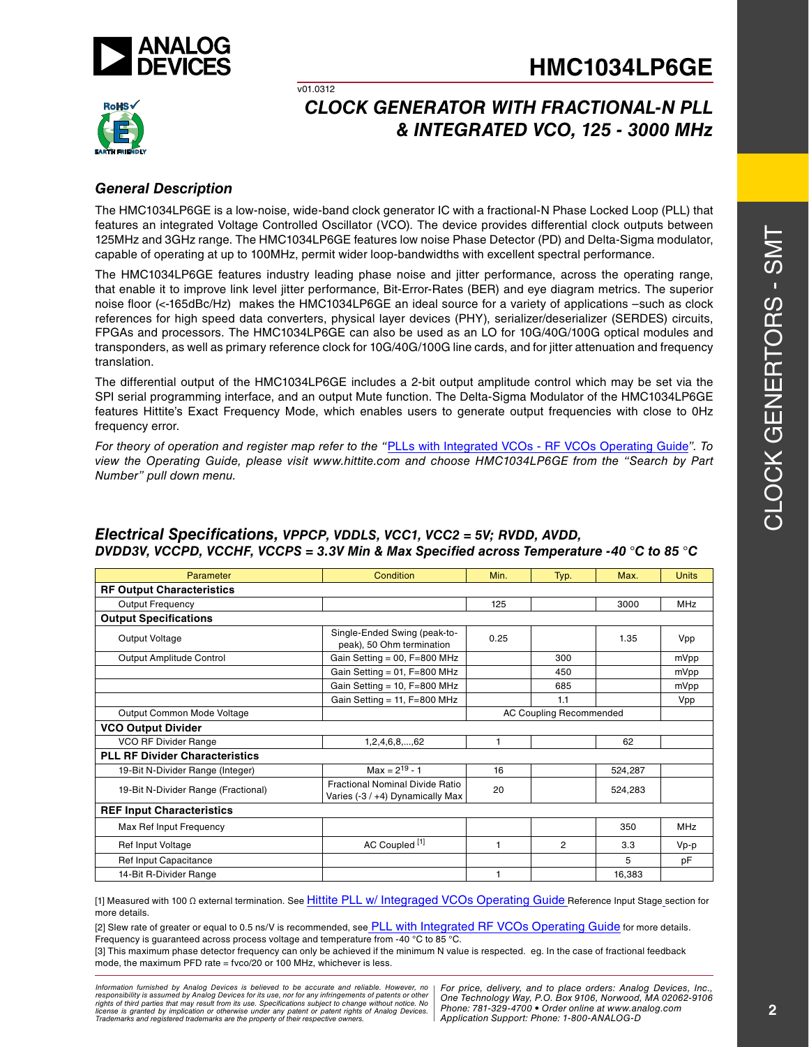# CLOCK GENERATOR WITH FRACTIONAL-N PLL & INTEGRATED VCO, 125 - 3000 MHz

v01.0312

## General Description

The HMC1034LP6GE is a low-noise, wide-band clock generator IC with a fractional-N Phase Locked Loop (PLL) that features an integrated Voltage Controlled Oscillator (VCO). The device provides differential clock outputs between 125MHz and 3GHz range. The HMC1034LP6GE features low noise Phase Detector (PD) and Delta-Sigma modulator, capable of operating at up to 100MHz, permit wider loop-bandwidths with excellent spectral performance.

The HMC1034LP6GE features industry leading phase noise and jitter performance, across the operating range, that enable it to improve link level jitter performance, Bit-Error-Rates (BER) and eye diagram metrics. The superior noise floor (<-165dBc/Hz) makes the HMC1034LP6GE an ideal source for a variety of applications –such as clock references for high speed data converters, physical layer devices (PHY), serializer/deserializer (SERDES) circuits, FPGAs and processors. The HMC1034LP6GE can also be used as an LO for 10G/40G/100G optical modules and transponders, as well as primary reference clock for 10G/40G/100G line cards, and for jitter attenuation and frequency translation.

The differential output of the HMC1034LP6GE includes a 2-bit output amplitude control which may be set via the SPI serial programming interface, and an output Mute function. The Delta-Sigma Modulator of the HMC1034LP6GE features Hittite's Exact Frequency Mode, which enables users to generate output frequencies with close to 0Hz frequency error.

*For theory of operation and register map refer to the "PLLs with Integrated VCOs - RF VCOs Operating Guide". To view the Operating Guide, please visit www.hittite.com and choose HMC1034LP6GE from the "Search by Part Number" pull down menu.*

## Electrical Specifications, *VPPCP, VDDLS, VCC1, VCC2 = 5V; RVDD, AVDD, DVDD3V, VCCPD, VCCHF, VCCPS = 3.3V Min & Max Specified across Temperature -40 °C to 85 °C*

| Parameter | Condition | Min. | Typ. | Max. | Units |
|---|---|---|---|---|---|
| **RF Output Characteristics** | | | | | |
| Output Frequency | | 125 | | 3000 | MHz |
| **Output Specifications** | | | | | |
| Output Voltage | Single-Ended Swing (peak-to-peak), 50 Ohm termination | 0.25 | | 1.35 | Vpp |
| Output Amplitude Control | Gain Setting = 00, F=800 MHz | | 300 | | mVpp |
| | Gain Setting = 01, F=800 MHz | | 450 | | mVpp |
| | Gain Setting = 10, F=800 MHz | | 685 | | mVpp |
| | Gain Setting = 11, F=800 MHz | | 1.1 | | Vpp |
| Output Common Mode Voltage | | AC Coupling Recommended | | | |
| **VCO Output Divider** | | | | | |
| VCO RF Divider Range | 1,2,4,6,8,...,62 | 1 | | 62 | |
| **PLL RF Divider Characteristics** | | | | | |
| 19-Bit N-Divider Range (Integer) | Max = $2^{19}$ - 1 | 16 | | 524,287 | |
| 19-Bit N-Divider Range (Fractional) | Fractional Nominal Divide Ratio Varies (-3 / +4) Dynamically Max | 20 | | 524,283 | |
| **REF Input Characteristics** | | | | | |
| Max Ref Input Frequency | | | | 350 | MHz |
| Ref Input Voltage | AC Coupled [1] | 1 | 2 | 3.3 | Vp-p |
| Ref Input Capacitance | | | | 5 | pF |
| 14-Bit R-Divider Range | | 1 | | 16,383 | |

[1] Measured with 100 Ω external termination. See Hittite PLL w/ Integraged VCOs Operating Guide Reference Input Stage section for more details.

[2] Slew rate of greater or equal to 0.5 ns/V is recommended, see PLL with Integrated RF VCOs Operating Guide for more details. Frequency is guaranteed across process voltage and temperature from -40 °C to 85 °C.

[3] This maximum phase detector frequency can only be achieved if the minimum N value is respected. eg. In the case of fractional feedback mode, the maximum PFD rate = fvco/20 or 100 MHz, whichever is less.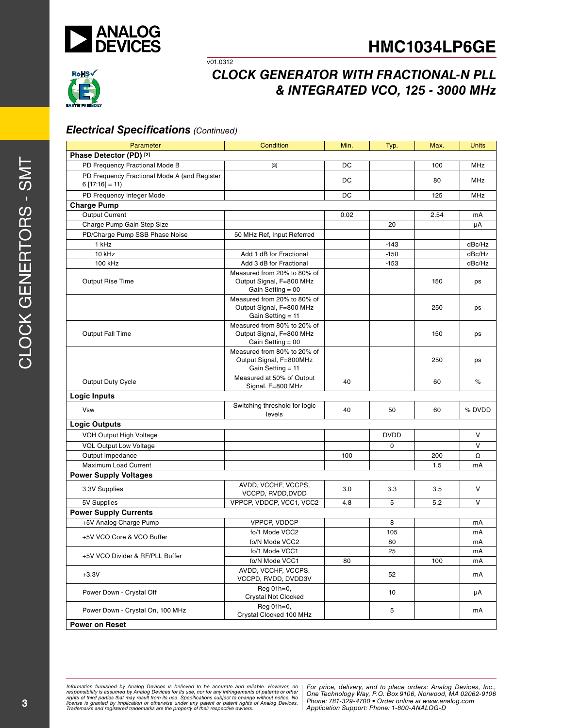## Electrical Specifications *(Continued)*

| Parameter | Condition | Min. | Typ. | Max. | Units |
|---|---|---|---|---|---|
| **Phase Detector (PD) [2]** | | | | | |
| PD Frequency Fractional Mode B | [3] | DC | | 100 | MHz |
| PD Frequency Fractional Mode A (and Register 6 [17:16] = 11) | | DC | | 80 | MHz |
| PD Frequency Integer Mode | | DC | | 125 | MHz |
| **Charge Pump** | | | | | |
| Output Current | | 0.02 | | 2.54 | mA |
| Charge Pump Gain Step Size | | | 20 | | µA |
| PD/Charge Pump SSB Phase Noise | 50 MHz Ref, Input Referred | | | | |
| 1 kHz | | | -143 | | dBc/Hz |
| 10 kHz | Add 1 dB for Fractional | | -150 | | dBc/Hz |
| 100 kHz | Add 3 dB for Fractional | | -153 | | dBc/Hz |
| Output Rise Time | Measured from 20% to 80% of Output Signal, F=800 MHz Gain Setting = 00 | | | 150 | ps |
| | Measured from 20% to 80% of Output Signal, F=800 MHz Gain Setting = 11 | | | 250 | ps |
| Output Fall Time | Measured from 80% to 20% of Output Signal, F=800 MHz Gain Setting = 00 | | | 150 | ps |
| | Measured from 80% to 20% of Output Signal, F=800MHz Gain Setting = 11 | | | 250 | ps |
| Output Duty Cycle | Measured at 50% of Output Signal. F=800 MHz | 40 | | 60 | % |
| **Logic Inputs** | | | | | |
| Vsw | Switching threshold for logic levels | 40 | 50 | 60 | % DVDD |
| **Logic Outputs** | | | | | |
| VOH Output High Voltage | | | DVDD | | V |
| VOL Output Low Voltage | | | 0 | | V |
| Output Impedance | | 100 | | 200 | Ω |
| Maximum Load Current | | | | 1.5 | mA |
| **Power Supply Voltages** | | | | | |
| 3.3V Supplies | AVDD, VCCHF, VCCPS, VCCPD, RVDD,DVDD | 3.0 | 3.3 | 3.5 | V |
| 5V Supplies | VPPCP, VDDCP, VCC1, VCC2 | 4.8 | 5 | 5.2 | V |
| **Power Supply Currents** | | | | | |
| +5V Analog Charge Pump | VPPCP, VDDCP | | 8 | | mA |
| +5V VCO Core & VCO Buffer | fo/1 Mode VCC2 | | 105 | | mA |
| | fo/N Mode VCC2 | | 80 | | mA |
| +5V VCO Divider & RF/PLL Buffer | fo/1 Mode VCC1 | | 25 | | mA |
| | fo/N Mode VCC1 | 80 | | 100 | mA |
| +3.3V | AVDD, VCCHF, VCCPS, VCCPD, RVDD, DVDD3V | | 52 | | mA |
| Power Down - Crystal Off | Reg 01h=0, Crystal Not Clocked | | 10 | | µA |
| Power Down - Crystal On, 100 MHz | Reg 01h=0, Crystal Clocked 100 MHz | | 5 | | mA |
| **Power on Reset** | | | | | |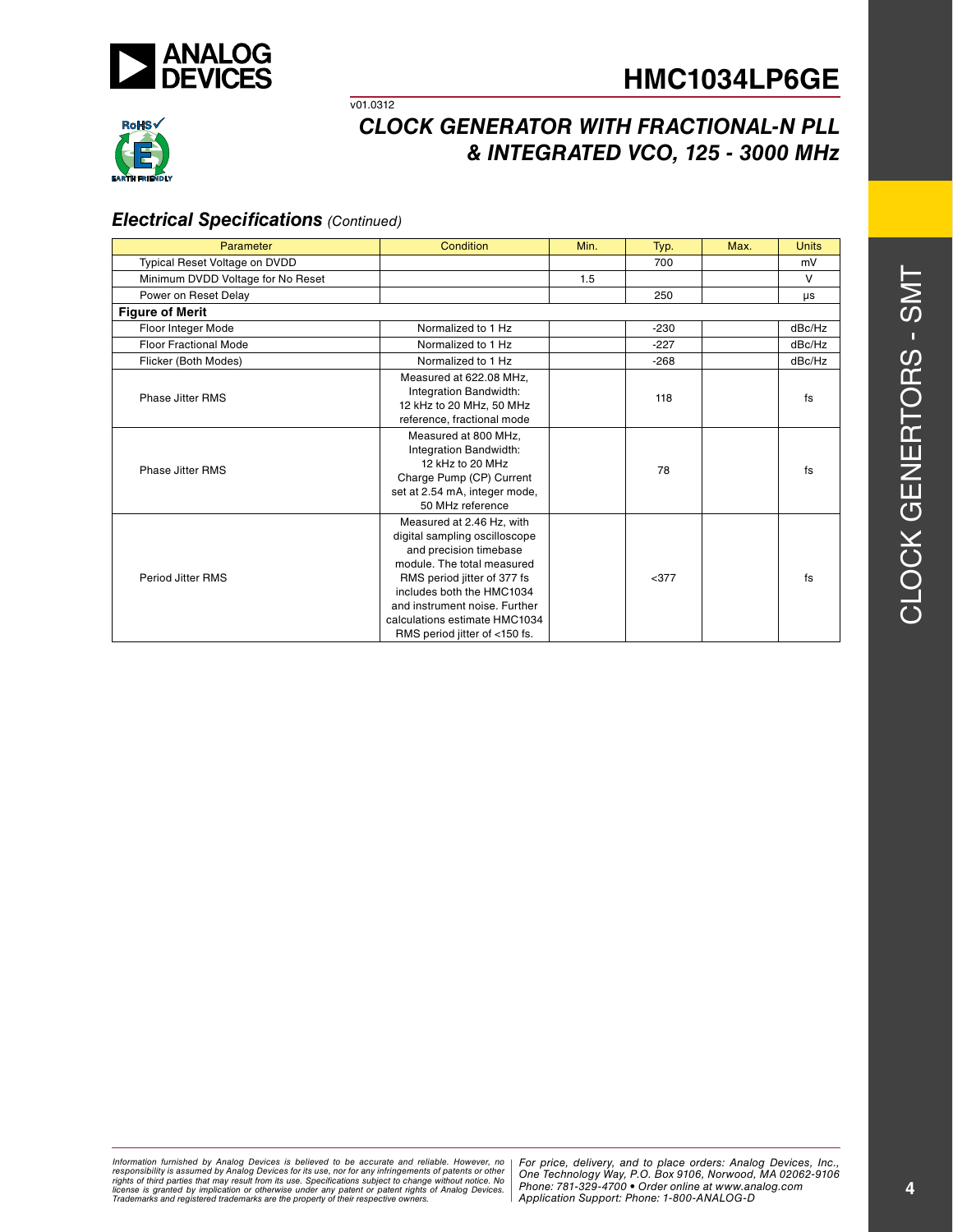## Electrical Specifications *(Continued)*

| Parameter | Condition | Min. | Typ. | Max. | Units |
|---|---|---|---|---|---|
| Typical Reset Voltage on DVDD | | | 700 | | mV |
| Minimum DVDD Voltage for No Reset | | 1.5 | | | V |
| Power on Reset Delay | | | 250 | | µs |
| **Figure of Merit** | | | | | |
| Floor Integer Mode | Normalized to 1 Hz | | -230 | | dBc/Hz |
| Floor Fractional Mode | Normalized to 1 Hz | | -227 | | dBc/Hz |
| Flicker (Both Modes) | Normalized to 1 Hz | | -268 | | dBc/Hz |
| Phase Jitter RMS | Measured at 622.08 MHz, Integration Bandwidth: 12 kHz to 20 MHz, 50 MHz reference, fractional mode | | 118 | | fs |
| Phase Jitter RMS | Measured at 800 MHz, Integration Bandwidth: 12 kHz to 20 MHz Charge Pump (CP) Current set at 2.54 mA, integer mode, 50 MHz reference | | 78 | | fs |
| Period Jitter RMS | Measured at 2.46 Hz, with digital sampling oscilloscope and precision timebase module. The total measured RMS period jitter of 377 fs includes both the HMC1034 and instrument noise. Further calculations estimate HMC1034 RMS period jitter of <150 fs. | | <377 | | fs |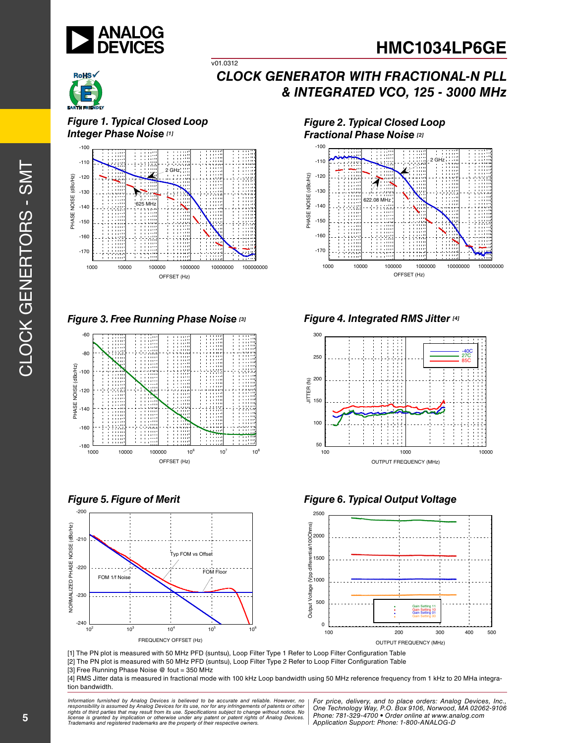# CLOCK GENERATOR WITH FRACTIONAL-N PLL & INTEGRATED VCO, 125 - 3000 MHz

v01.0312

### Figure 1. Typical Closed Loop Integer Phase Noise [1]

### Figure 2. Typical Closed Loop Fractional Phase Noise [2]

### Figure 3. Free Running Phase Noise [3]

### Figure 4. Integrated RMS Jitter [4]

### Figure 5. Figure of Merit

### Figure 6. Typical Output Voltage

[1] The PN plot is measured with 50 MHz PFD (suntsu), Loop Filter Type 1 Refer to Loop Filter Configuration Table

[2] The PN plot is measured with 50 MHz PFD (suntsu), Loop Filter Type 2 Refer to Loop Filter Configuration Table

[3] Free Running Phase Noise @ fout = 350 MHz

[4] RMS Jitter data is measured in fractional mode with 100 kHz Loop bandwidth using 50 MHz reference frequency from 1 kHz to 20 MHa integration bandwidth.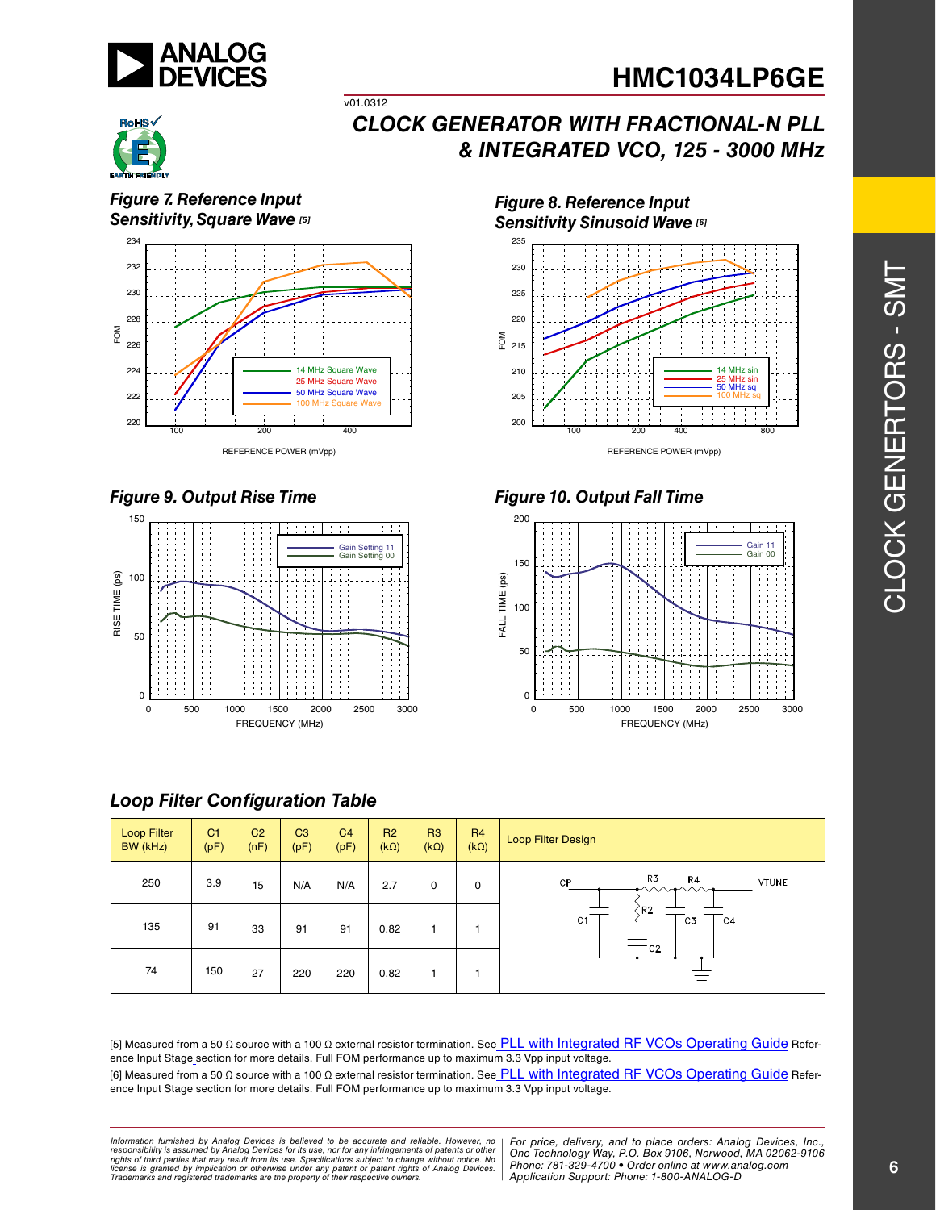## Figure 7. Reference Input Sensitivity, Square Wave [5]

## Figure 8. Reference Input Sensitivity Sinusoid Wave [6]

## Figure 9. Output Rise Time

## Figure 10. Output Fall Time

## Loop Filter Configuration Table

| Loop Filter BW (kHz) | C1 (pF) | C2 (nF) | C3 (pF) | C4 (pF) | R2 (kΩ) | R3 (kΩ) | R4 (kΩ) | Loop Filter Design |
|---|---|---|---|---|---|---|---|---|
| 250 | 3.9 | 15 | N/A | N/A | 2.7 | 0 | 0 | |
| 135 | 91 | 33 | 91 | 91 | 0.82 | 1 | 1 | |
| 74 | 150 | 27 | 220 | 220 | 0.82 | 1 | 1 | |

[5] Measured from a 50 Ω source with a 100 Ω external resistor termination. See PLL with Integrated RF VCOs Operating Guide Reference Input Stage section for more details. Full FOM performance up to maximum 3.3 Vpp input voltage.

[6] Measured from a 50 Ω source with a 100 Ω external resistor termination. See PLL with Integrated RF VCOs Operating Guide Reference Input Stage section for more details. Full FOM performance up to maximum 3.3 Vpp input voltage.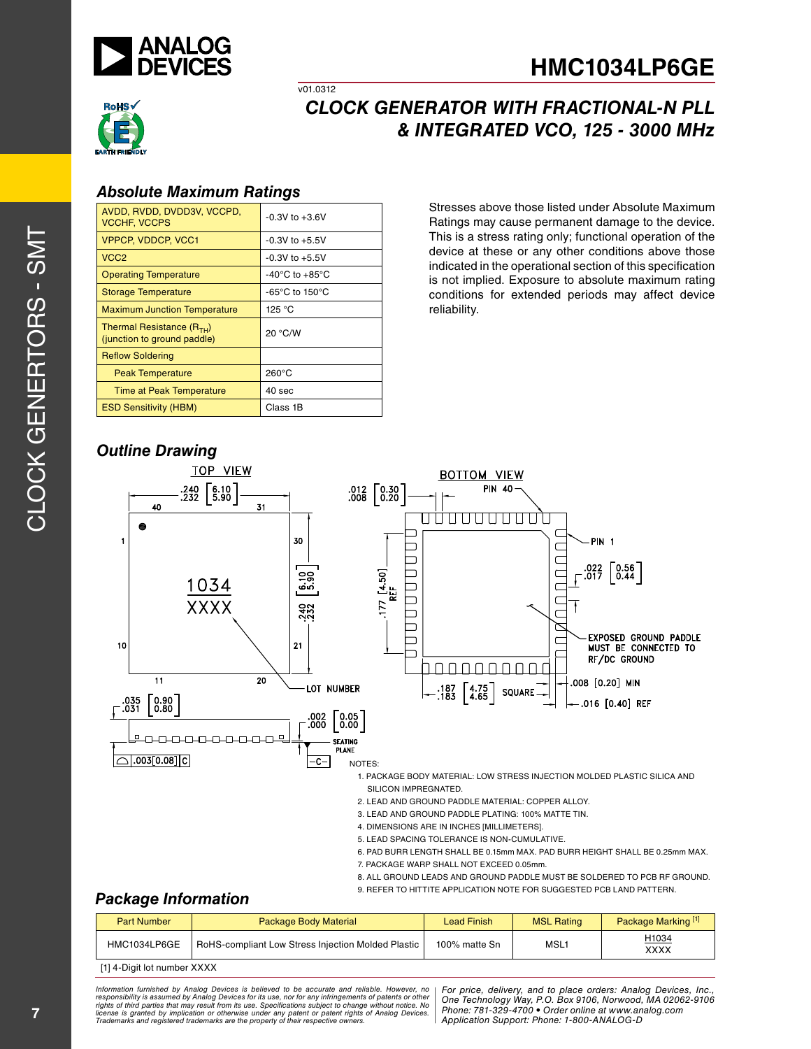# HMC1034LP6GE

v01.0312

## CLOCK GENERATOR WITH FRACTIONAL-N PLL & INTEGRATED VCO, 125 - 3000 MHz

### Absolute Maximum Ratings

| | |
|---|---|
| AVDD, RVDD, DVDD3V, VCCPD, VCCHF, VCCPS | -0.3V to +3.6V |
| VPPCP, VDDCP, VCC1 | -0.3V to +5.5V |
| VCC2 | -0.3V to +5.5V |
| Operating Temperature | -40°C to +85°C |
| Storage Temperature | -65°C to 150°C |
| Maximum Junction Temperature | 125 °C |
| Thermal Resistance ($R_{TH}$) (junction to ground paddle) | 20 °C/W |
| Reflow Soldering | |
| Peak Temperature | 260°C |
| Time at Peak Temperature | 40 sec |
| ESD Sensitivity (HBM) | Class 1B |

Stresses above those listed under Absolute Maximum Ratings may cause permanent damage to the device. This is a stress rating only; functional operation of the device at these or any other conditions above those indicated in the operational section of this specification is not implied. Exposure to absolute maximum rating conditions for extended periods may affect device reliability.

### Outline Drawing

NOTES:
1. PACKAGE BODY MATERIAL: LOW STRESS INJECTION MOLDED PLASTIC SILICA AND SILICON IMPREGNATED.
2. LEAD AND GROUND PADDLE MATERIAL: COPPER ALLOY.
3. LEAD AND GROUND PADDLE PLATING: 100% MATTE TIN.
4. DIMENSIONS ARE IN INCHES [MILLIMETERS].
5. LEAD SPACING TOLERANCE IS NON-CUMULATIVE.
6. PAD BURR LENGTH SHALL BE 0.15mm MAX. PAD BURR HEIGHT SHALL BE 0.25mm MAX.
7. PACKAGE WARP SHALL NOT EXCEED 0.05mm.
8. ALL GROUND LEADS AND GROUND PADDLE MUST BE SOLDERED TO PCB RF GROUND.
9. REFER TO HITTITE APPLICATION NOTE FOR SUGGESTED PCB LAND PATTERN.

### Package Information

| Part Number | Package Body Material | Lead Finish | MSL Rating | Package Marking [1] |
|---|---|---|---|---|
| HMC1034LP6GE | RoHS-compliant Low Stress Injection Molded Plastic | 100% matte Sn | MSL1 | H1034 XXXX |

[1] 4-Digit lot number XXXX

Information furnished by Analog Devices is believed to be accurate and reliable. However, no responsibility is assumed by Analog Devices for its use, nor for any infringements of patents or other rights of third parties that may result from its use. Specifications subject to change without notice. No license is granted by implication or otherwise under any patent or patent rights of Analog Devices. Trademarks and registered trademarks are the property of their respective owners.

For price, delivery, and to place orders: Analog Devices, Inc., One Technology Way, P.O. Box 9106, Norwood, MA 02062-9106 Phone: 781-329-4700 • Order online at www.analog.com Application Support: Phone: 1-800-ANALOG-D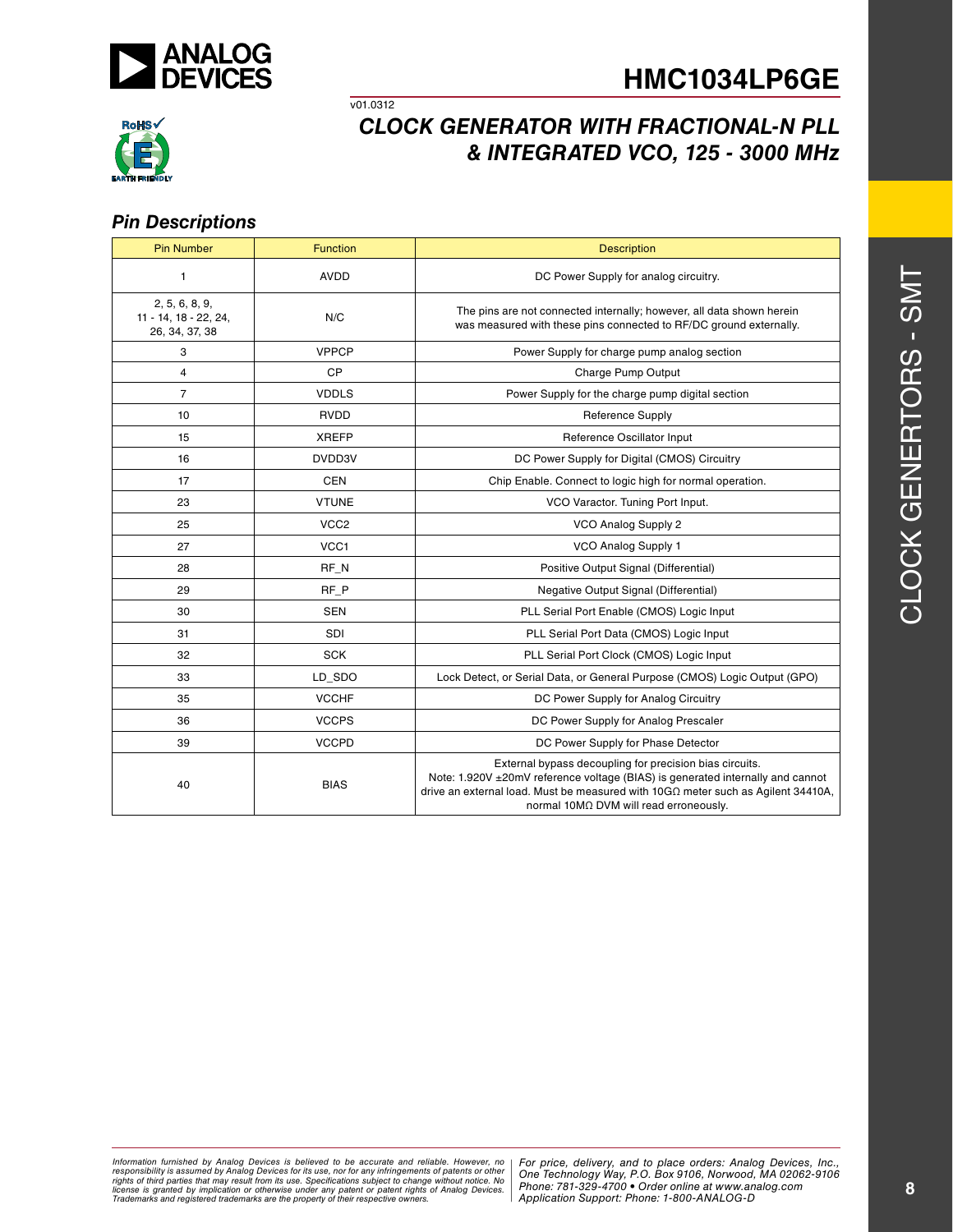## Pin Descriptions

| Pin Number | Function | Description |
|---|---|---|
| 1 | AVDD | DC Power Supply for analog circuitry. |
| 2, 5, 6, 8, 9, 11 - 14, 18 - 22, 24, 26, 34, 37, 38 | N/C | The pins are not connected internally; however, all data shown herein was measured with these pins connected to RF/DC ground externally. |
| 3 | VPPCP | Power Supply for charge pump analog section |
| 4 | CP | Charge Pump Output |
| 7 | VDDLS | Power Supply for the charge pump digital section |
| 10 | RVDD | Reference Supply |
| 15 | XREFP | Reference Oscillator Input |
| 16 | DVDD3V | DC Power Supply for Digital (CMOS) Circuitry |
| 17 | CEN | Chip Enable. Connect to logic high for normal operation. |
| 23 | VTUNE | VCO Varactor. Tuning Port Input. |
| 25 | VCC2 | VCO Analog Supply 2 |
| 27 | VCC1 | VCO Analog Supply 1 |
| 28 | RF_N | Positive Output Signal (Differential) |
| 29 | RF_P | Negative Output Signal (Differential) |
| 30 | SEN | PLL Serial Port Enable (CMOS) Logic Input |
| 31 | SDI | PLL Serial Port Data (CMOS) Logic Input |
| 32 | SCK | PLL Serial Port Clock (CMOS) Logic Input |
| 33 | LD_SDO | Lock Detect, or Serial Data, or General Purpose (CMOS) Logic Output (GPO) |
| 35 | VCCHF | DC Power Supply for Analog Circuitry |
| 36 | VCCPS | DC Power Supply for Analog Prescaler |
| 39 | VCCPD | DC Power Supply for Phase Detector |
| 40 | BIAS | External bypass decoupling for precision bias circuits. Note: 1.920V ±20mV reference voltage (BIAS) is generated internally and cannot drive an external load. Must be measured with 10GΩ meter such as Agilent 34410A, normal 10MΩ DVM will read erroneously. |

*Information furnished by Analog Devices is believed to be accurate and reliable. However, no responsibility is assumed by Analog Devices for its use, nor for any infringements of patents or other rights of third parties that may result from its use. Specifications subject to change without notice. No license is granted by implication or otherwise under any patent or patent rights of Analog Devices. Trademarks and registered trademarks are the property of their respective owners.*

*For price, delivery, and to place orders: Analog Devices, Inc., One Technology Way, P.O. Box 9106, Norwood, MA 02062-9106 Phone: 781-329-4700 • Order online at www.analog.com Application Support: Phone: 1-800-ANALOG-D*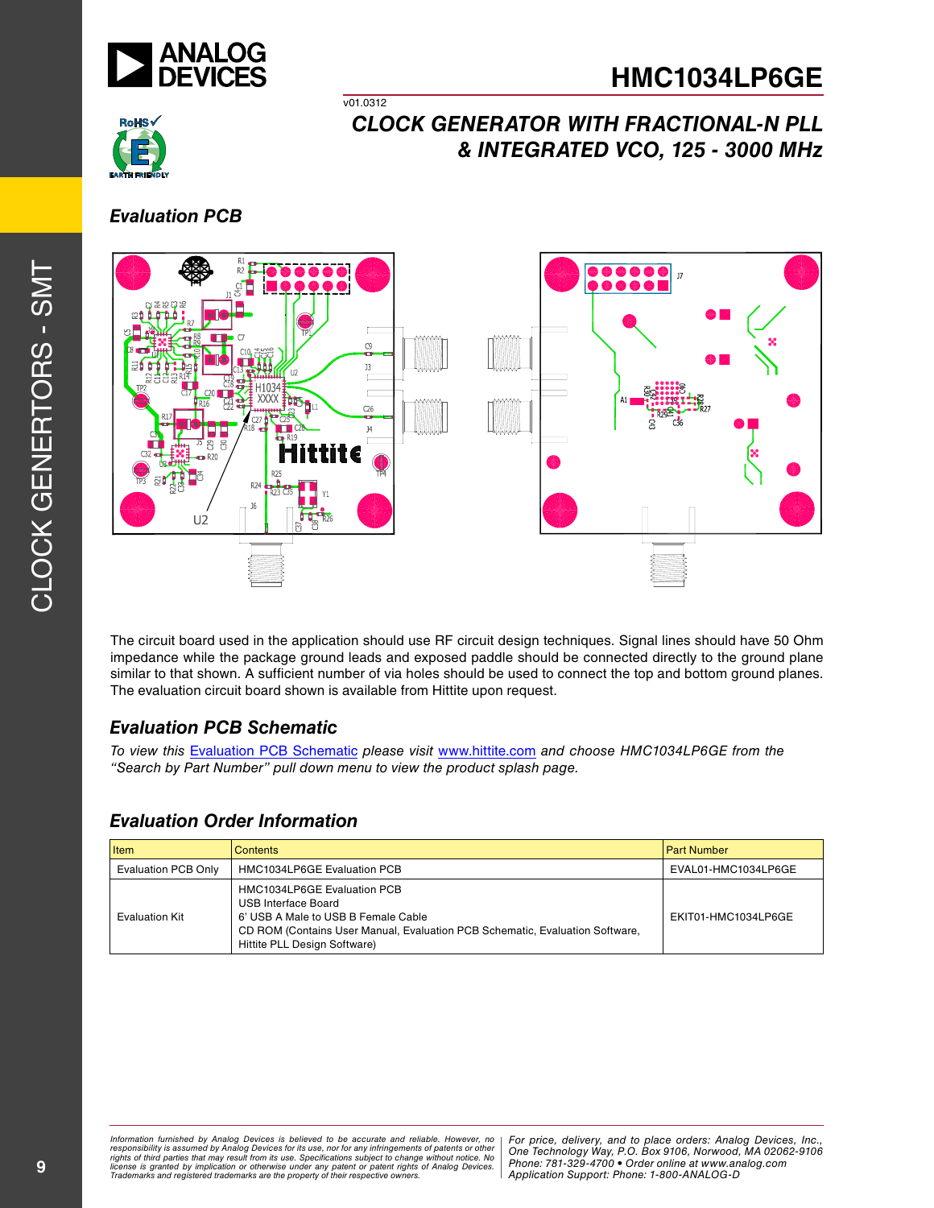## Evaluation PCB

The circuit board used in the application should use RF circuit design techniques. Signal lines should have 50 Ohm impedance while the package ground leads and exposed paddle should be connected directly to the ground plane similar to that shown. A sufficient number of via holes should be used to connect the top and bottom ground planes. The evaluation circuit board shown is available from Hittite upon request.

## Evaluation PCB Schematic

*To view this Evaluation PCB Schematic please visit www.hittite.com and choose HMC1034LP6GE from the "Search by Part Number" pull down menu to view the product splash page.*

## Evaluation Order Information

| Item | Contents | Part Number |
|---|---|---|
| Evaluation PCB Only | HMC1034LP6GE Evaluation PCB | EVAL01-HMC1034LP6GE |
| Evaluation Kit | HMC1034LP6GE Evaluation PCB<br>USB Interface Board<br>6' USB A Male to USB B Female Cable<br>CD ROM (Contains User Manual, Evaluation PCB Schematic, Evaluation Software, Hittite PLL Design Software) | EKIT01-HMC1034LP6GE |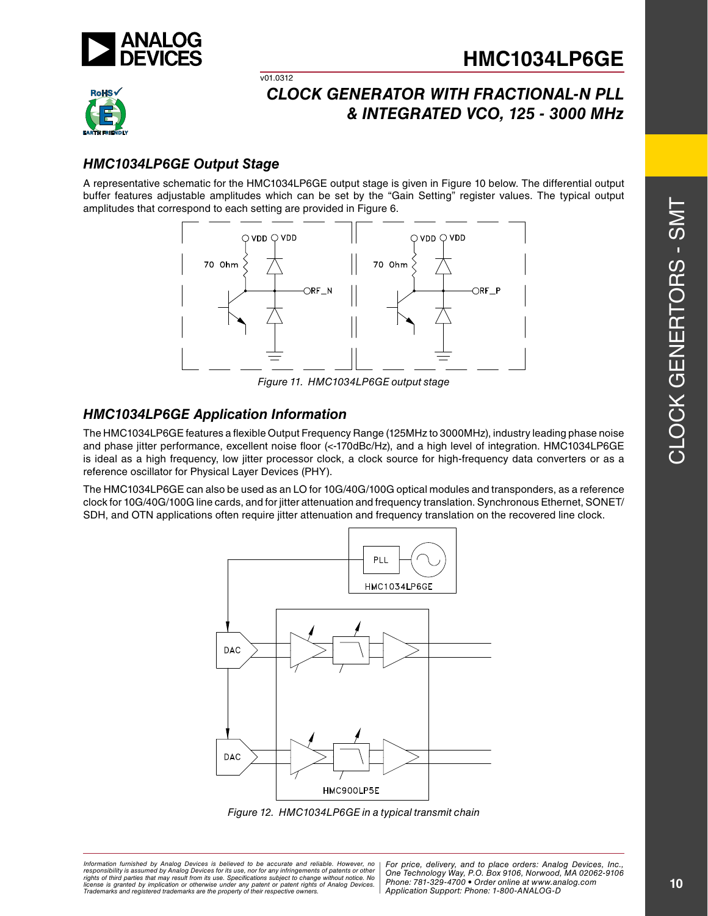## HMC1034LP6GE Output Stage

A representative schematic for the HMC1034LP6GE output stage is given in Figure 10 below. The differential output buffer features adjustable amplitudes which can be set by the "Gain Setting" register values. The typical output amplitudes that correspond to each setting are provided in Figure 6.

*Figure 11. HMC1034LP6GE output stage*

## HMC1034LP6GE Application Information

The HMC1034LP6GE features a flexible Output Frequency Range (125MHz to 3000MHz), industry leading phase noise and phase jitter performance, excellent noise floor (<-170dBc/Hz), and a high level of integration. HMC1034LP6GE is ideal as a high frequency, low jitter processor clock, a clock source for high-frequency data converters or as a reference oscillator for Physical Layer Devices (PHY).

The HMC1034LP6GE can also be used as an LO for 10G/40G/100G optical modules and transponders, as a reference clock for 10G/40G/100G line cards, and for jitter attenuation and frequency translation. Synchronous Ethernet, SONET/SDH, and OTN applications often require jitter attenuation and frequency translation on the recovered line clock.

*Figure 12. HMC1034LP6GE in a typical transmit chain*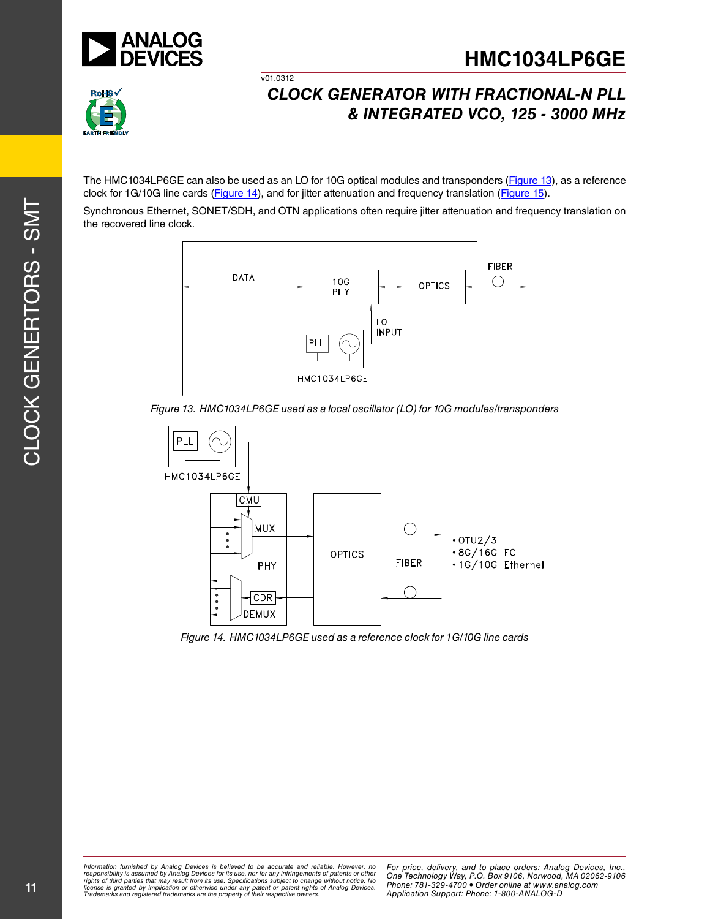The HMC1034LP6GE can also be used as an LO for 10G optical modules and transponders (Figure 13), as a reference clock for 1G/10G line cards (Figure 14), and for jitter attenuation and frequency translation (Figure 15).

Synchronous Ethernet, SONET/SDH, and OTN applications often require jitter attenuation and frequency translation on the recovered line clock.

*Figure 13. HMC1034LP6GE used as a local oscillator (LO) for 10G modules/transponders*

*Figure 14. HMC1034LP6GE used as a reference clock for 1G/10G line cards*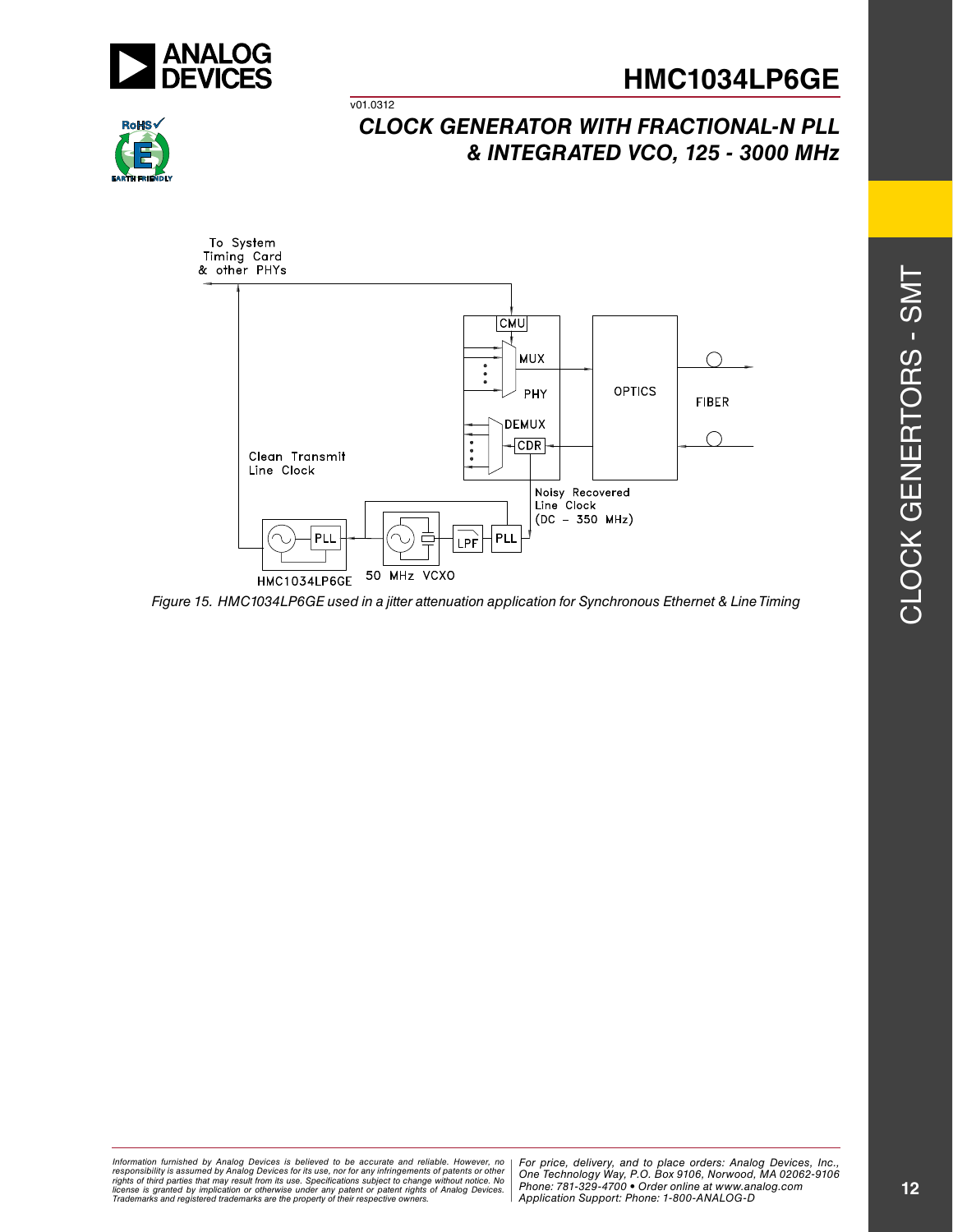Figure 15. HMC1034LP6GE used in a jitter attenuation application for Synchronous Ethernet & Line Timing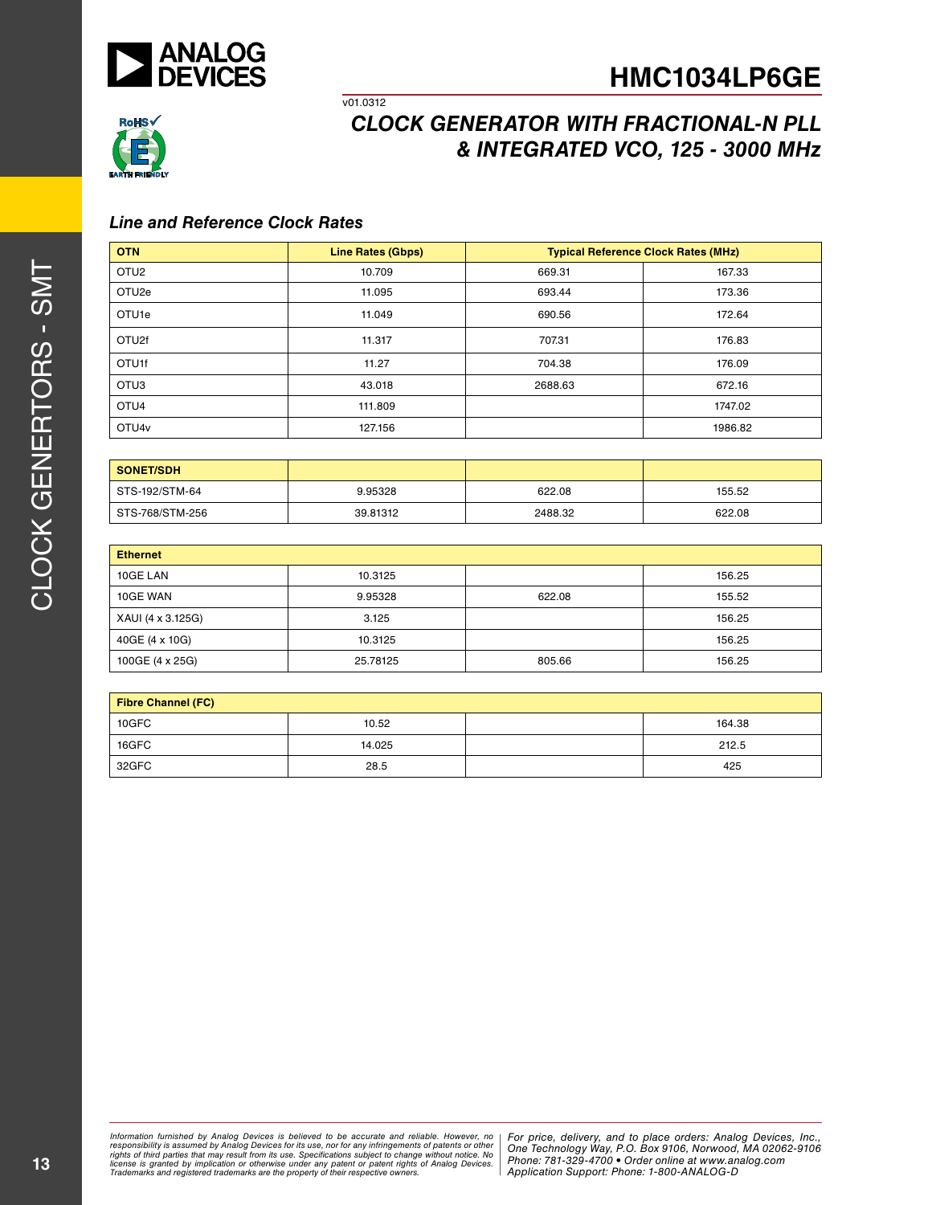### Line and Reference Clock Rates

| OTN | Line Rates (Gbps) | Typical Reference Clock Rates (MHz) | |
|---|---|---|---|
| OTU2 | 10.709 | 669.31 | 167.33 |
| OTU2e | 11.095 | 693.44 | 173.36 |
| OTU1e | 11.049 | 690.56 | 172.64 |
| OTU2f | 11.317 | 707.31 | 176.83 |
| OTU1f | 11.27 | 704.38 | 176.09 |
| OTU3 | 43.018 | 2688.63 | 672.16 |
| OTU4 | 111.809 | | 1747.02 |
| OTU4v | 127.156 | | 1986.82 |

| SONET/SDH | | | |
|---|---|---|---|
| STS-192/STM-64 | 9.95328 | 622.08 | 155.52 |
| STS-768/STM-256 | 39.81312 | 2488.32 | 622.08 |

| Ethernet | | | |
|---|---|---|---|
| 10GE LAN | 10.3125 | | 156.25 |
| 10GE WAN | 9.95328 | 622.08 | 155.52 |
| XAUI (4 x 3.125G) | 3.125 | | 156.25 |
| 40GE (4 x 10G) | 10.3125 | | 156.25 |
| 100GE (4 x 25G) | 25.78125 | 805.66 | 156.25 |

| Fibre Channel (FC) | | | |
|---|---|---|---|
| 10GFC | 10.52 | | 164.38 |
| 16GFC | 14.025 | | 212.5 |
| 32GFC | 28.5 | | 425 |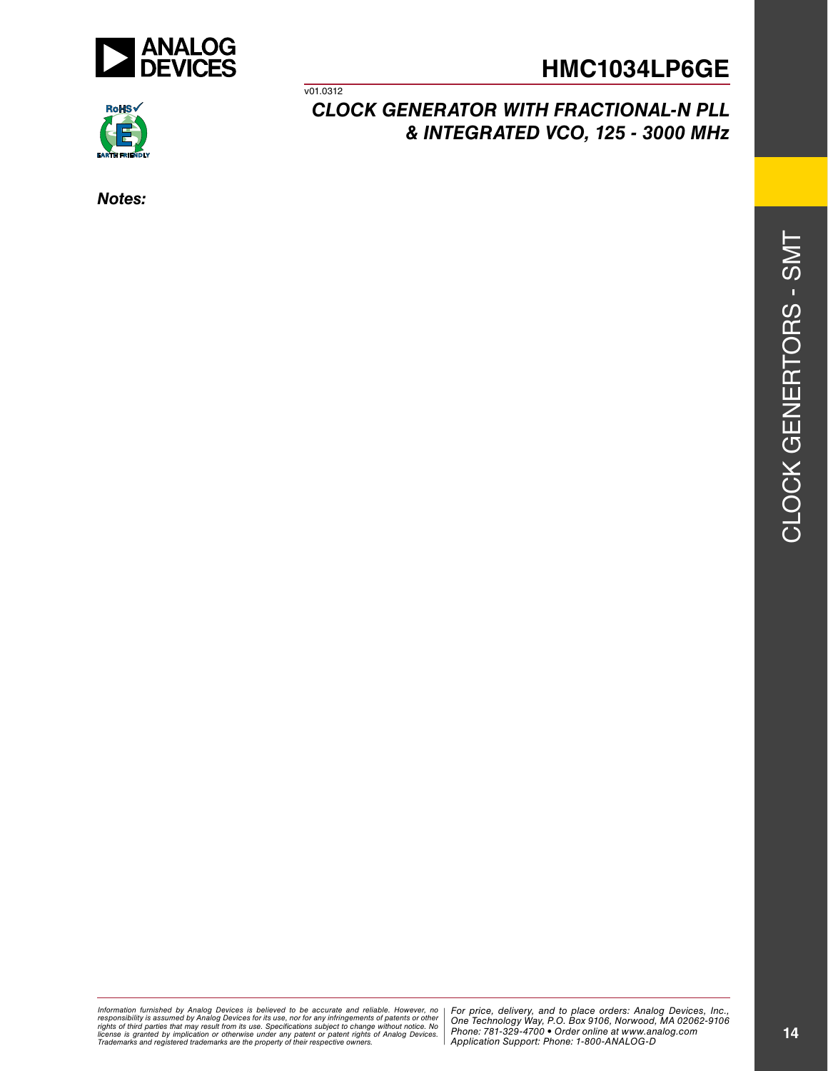**Notes:**